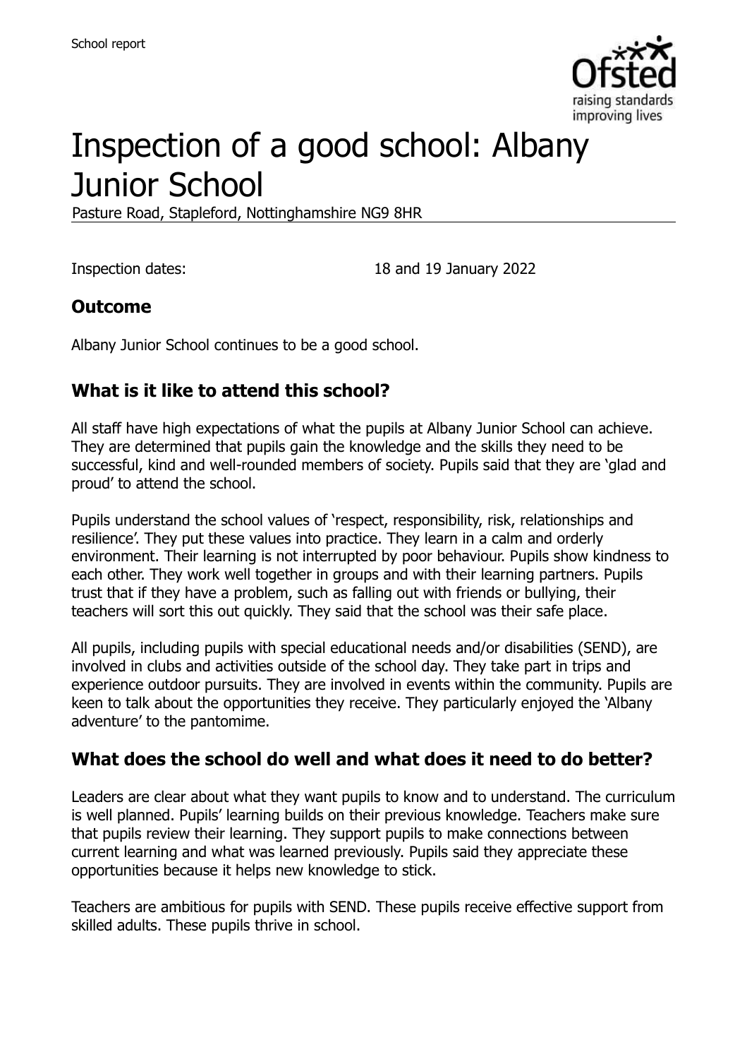# Inspection of a good school: Albany Junior School

Pasture Road, Stapleford, Nottinghamshire NG9 8HR

Inspection dates: 18 and 19 January 2022

## Outcome

Albany Junior School continues to be a good school.

## What is it like to attend this school?

All staff have high expectations of what the pupils at Albany Junior School can achieve. They are determined that pupils gain the knowledge and the skills they need to be successful, kind and well-rounded members of society. Pupils said that they are 'glad and proud' to attend the school.

Pupils understand the school values of 'respect, responsibility, risk, relationships and resilience'. They put these values into practice. They learn in a calm and orderly environment. Their learning is not interrupted by poor behaviour. Pupils show kindness to each other. They work well together in groups and with their learning partners. Pupils trust that if they have a problem, such as falling out with friends or bullying, their teachers will sort this out quickly. They said that the school was their safe place.

All pupils, including pupils with special educational needs and/or disabilities (SEND), are involved in clubs and activities outside of the school day. They take part in trips and experience outdoor pursuits. They are involved in events within the community. Pupils are keen to talk about the opportunities they receive. They particularly enjoyed the 'Albany adventure' to the pantomime.

## What does the school do well and what does it need to do better?

Leaders are clear about what they want pupils to know and to understand. The curriculum is well planned. Pupils' learning builds on their previous knowledge. Teachers make sure that pupils review their learning. They support pupils to make connections between current learning and what was learned previously. Pupils said they appreciate these opportunities because it helps new knowledge to stick.

Teachers are ambitious for pupils with SEND. These pupils receive effective support from skilled adults. These pupils thrive in school.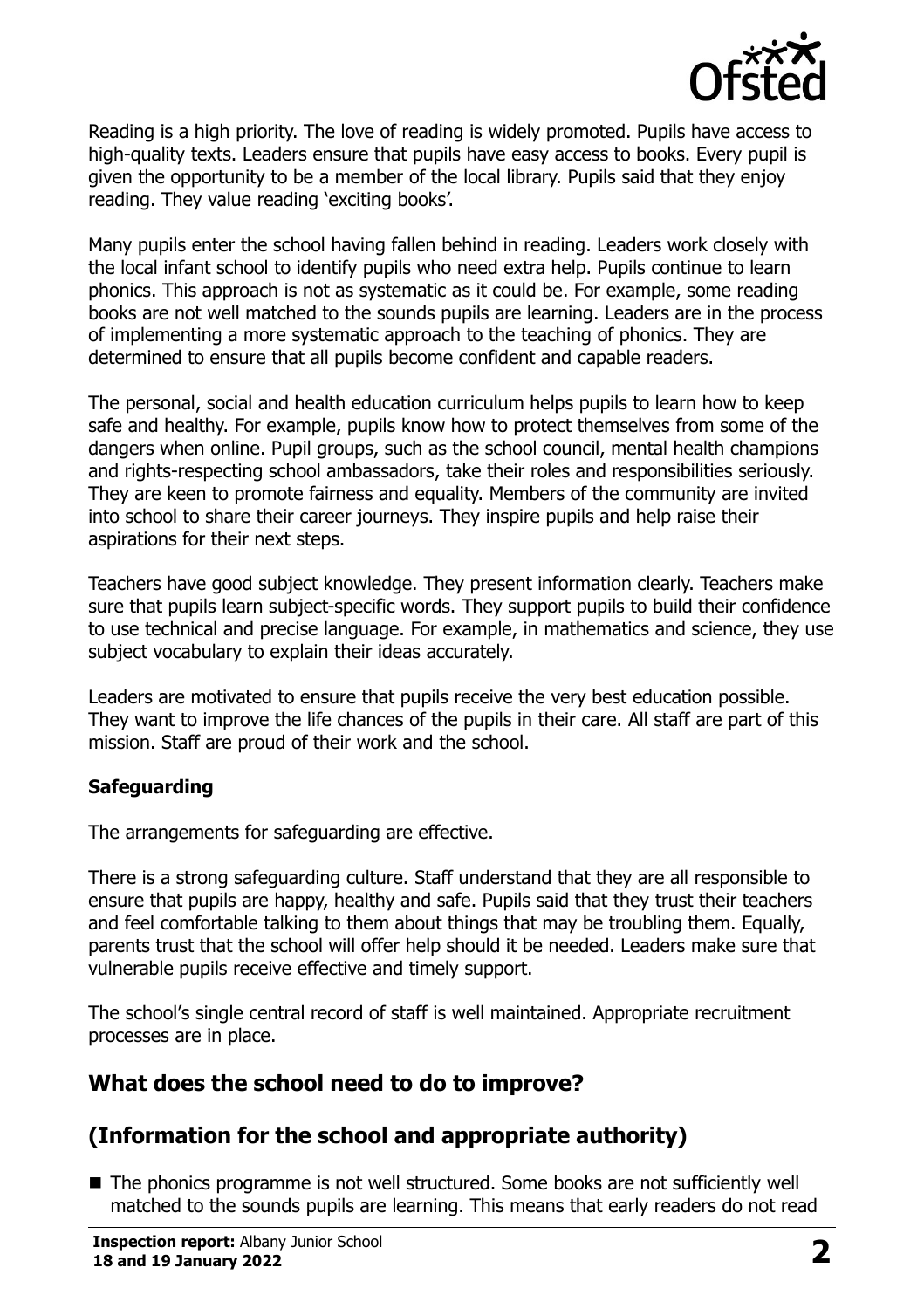Reading is a high priority. The love of reading is widely promoted. Pupils have access to high-quality texts. Leaders ensure that pupils have easy access to books. Every pupil is given the opportunity to be a member of the local library. Pupils said that they enjoy reading. They value reading 'exciting books'.

Many pupils enter the school having fallen behind in reading. Leaders work closely with the local infant school to identify pupils who need extra help. Pupils continue to learn phonics. This approach is not as systematic as it could be. For example, some reading books are not well matched to the sounds pupils are learning. Leaders are in the process of implementing a more systematic approach to the teaching of phonics. They are determined to ensure that all pupils become confident and capable readers.

The personal, social and health education curriculum helps pupils to learn how to keep safe and healthy. For example, pupils know how to protect themselves from some of the dangers when online. Pupil groups, such as the school council, mental health champions and rights-respecting school ambassadors, take their roles and responsibilities seriously. They are keen to promote fairness and equality. Members of the community are invited into school to share their career journeys. They inspire pupils and help raise their aspirations for their next steps.

Teachers have good subject knowledge. They present information clearly. Teachers make sure that pupils learn subject-specific words. They support pupils to build their confidence to use technical and precise language. For example, in mathematics and science, they use subject vocabulary to explain their ideas accurately.

Leaders are motivated to ensure that pupils receive the very best education possible. They want to improve the life chances of the pupils in their care. All staff are part of this mission. Staff are proud of their work and the school.

### Safeguarding

The arrangements for safeguarding are effective.

There is a strong safeguarding culture. Staff understand that they are all responsible to ensure that pupils are happy, healthy and safe. Pupils said that they trust their teachers and feel comfortable talking to them about things that may be troubling them. Equally, parents trust that the school will offer help should it be needed. Leaders make sure that vulnerable pupils receive effective and timely support.

The school's single central record of staff is well maintained. Appropriate recruitment processes are in place.

## What does the school need to do to improve?

## (Information for the school and appropriate authority)

- The phonics programme is not well structured. Some books are not sufficiently well matched to the sounds pupils are learning. This means that early readers do not read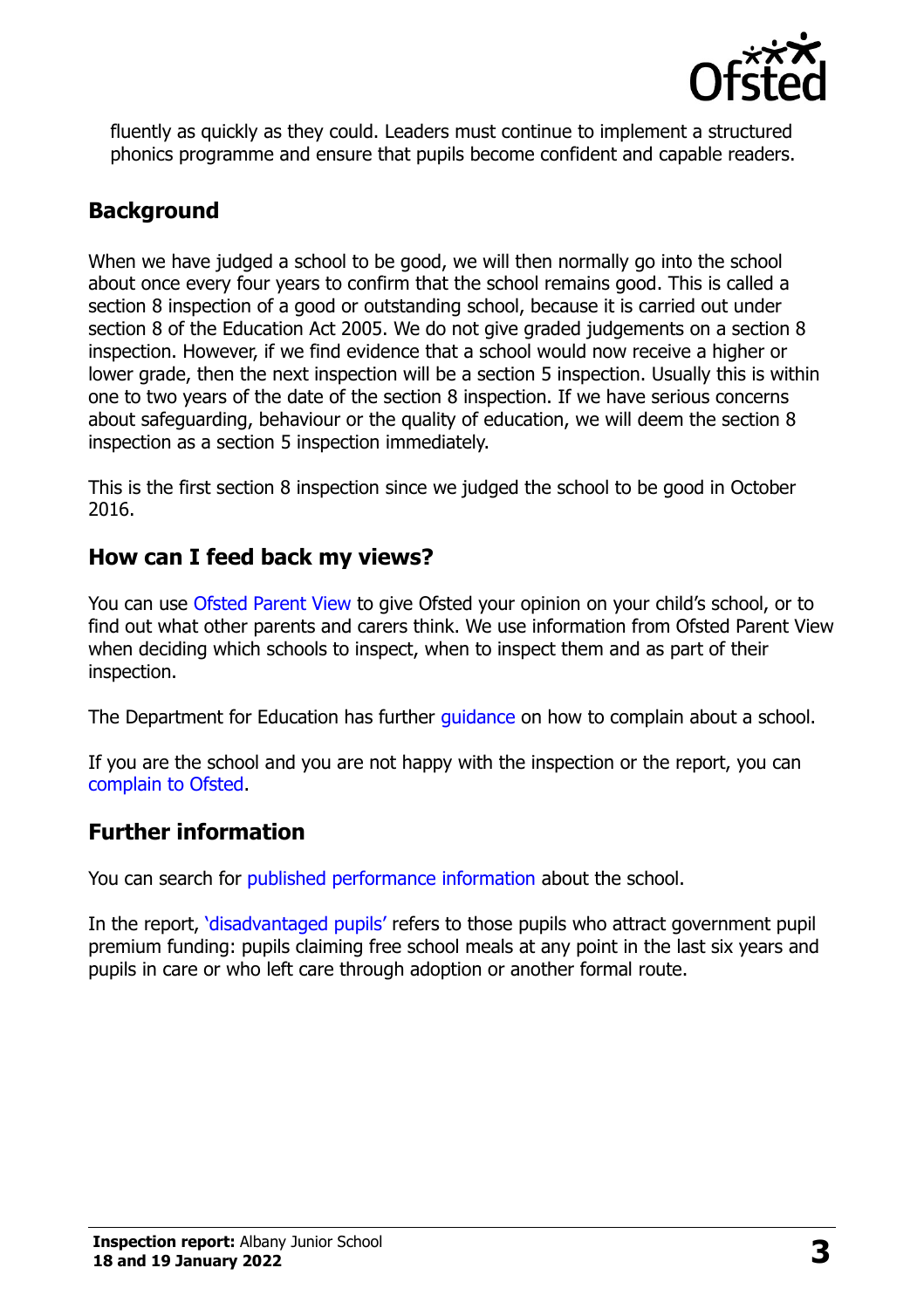fluently as quickly as they could. Leaders must continue to implement a structured phonics programme and ensure that pupils become confident and capable readers.

## Background

When we have judged a school to be good, we will then normally go into the school about once every four years to confirm that the school remains good. This is called a section 8 inspection of a good or outstanding school, because it is carried out under section 8 of the Education Act 2005. We do not give graded judgements on a section 8 inspection. However, if we find evidence that a school would now receive a higher or lower grade, then the next inspection will be a section 5 inspection. Usually this is within one to two years of the date of the section 8 inspection. If we have serious concerns about safeguarding, behaviour or the quality of education, we will deem the section 8 inspection as a section 5 inspection immediately.

This is the first section 8 inspection since we judged the school to be good in October 2016.

## How can I feed back my views?

You can use Ofsted Parent View to give Ofsted your opinion on your child's school, or to find out what other parents and carers think. We use information from Ofsted Parent View when deciding which schools to inspect, when to inspect them and as part of their inspection.

The Department for Education has further guidance on how to complain about a school.

If you are the school and you are not happy with the inspection or the report, you can complain to Ofsted.

## Further information

You can search for published performance information about the school.

In the report, 'disadvantaged pupils' refers to those pupils who attract government pupil premium funding: pupils claiming free school meals at any point in the last six years and pupils in care or who left care through adoption or another formal route.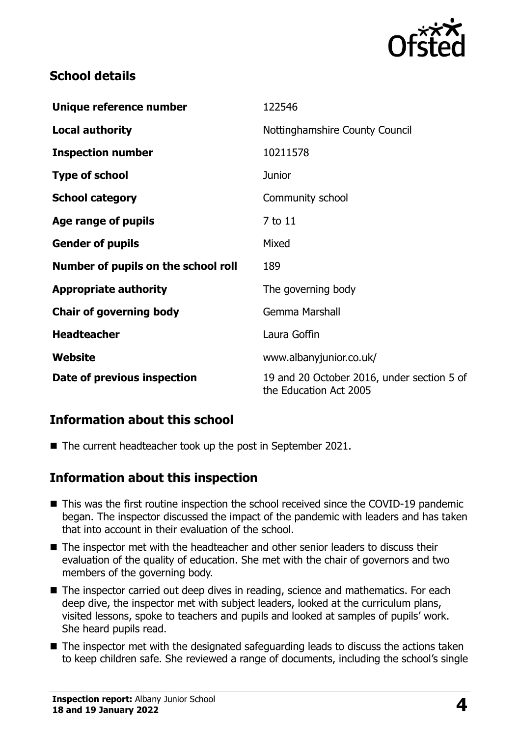## School details

| | |
|---|---|
| **Unique reference number** | 122546 |
| **Local authority** | Nottinghamshire County Council |
| **Inspection number** | 10211578 |
| **Type of school** | Junior |
| **School category** | Community school |
| **Age range of pupils** | 7 to 11 |
| **Gender of pupils** | Mixed |
| **Number of pupils on the school roll** | 189 |
| **Appropriate authority** | The governing body |
| **Chair of governing body** | Gemma Marshall |
| **Headteacher** | Laura Goffin |
| **Website** | www.albanyjunior.co.uk/ |
| **Date of previous inspection** | 19 and 20 October 2016, under section 5 of the Education Act 2005 |

## Information about this school

- The current headteacher took up the post in September 2021.

## Information about this inspection

- This was the first routine inspection the school received since the COVID-19 pandemic began. The inspector discussed the impact of the pandemic with leaders and has taken that into account in their evaluation of the school.
- The inspector met with the headteacher and other senior leaders to discuss their evaluation of the quality of education. She met with the chair of governors and two members of the governing body.
- The inspector carried out deep dives in reading, science and mathematics. For each deep dive, the inspector met with subject leaders, looked at the curriculum plans, visited lessons, spoke to teachers and pupils and looked at samples of pupils' work. She heard pupils read.
- The inspector met with the designated safeguarding leads to discuss the actions taken to keep children safe. She reviewed a range of documents, including the school's single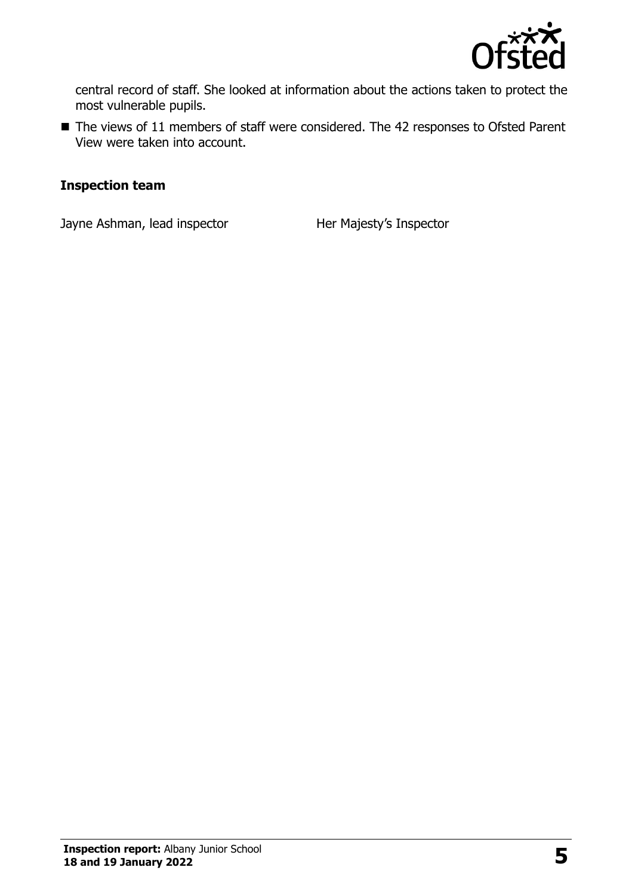central record of staff. She looked at information about the actions taken to protect the most vulnerable pupils.

- The views of 11 members of staff were considered. The 42 responses to Ofsted Parent View were taken into account.

### Inspection team

| | |
|---|---|
| Jayne Ashman, lead inspector | Her Majesty's Inspector |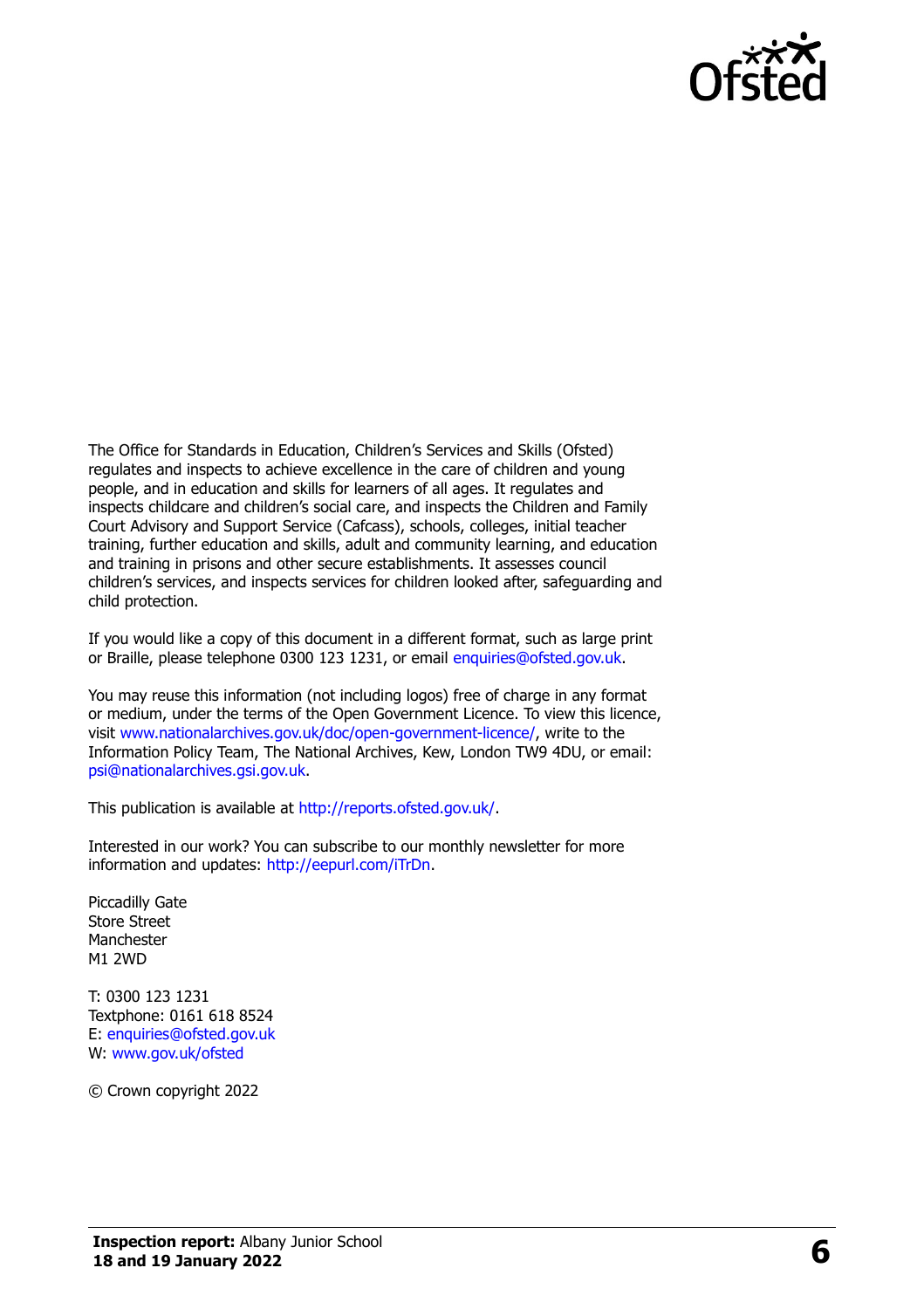The Office for Standards in Education, Children's Services and Skills (Ofsted) regulates and inspects to achieve excellence in the care of children and young people, and in education and skills for learners of all ages. It regulates and inspects childcare and children's social care, and inspects the Children and Family Court Advisory and Support Service (Cafcass), schools, colleges, initial teacher training, further education and skills, adult and community learning, and education and training in prisons and other secure establishments. It assesses council children's services, and inspects services for children looked after, safeguarding and child protection.

If you would like a copy of this document in a different format, such as large print or Braille, please telephone 0300 123 1231, or email enquiries@ofsted.gov.uk.

You may reuse this information (not including logos) free of charge in any format or medium, under the terms of the Open Government Licence. To view this licence, visit www.nationalarchives.gov.uk/doc/open-government-licence/, write to the Information Policy Team, The National Archives, Kew, London TW9 4DU, or email: psi@nationalarchives.gsi.gov.uk.

This publication is available at http://reports.ofsted.gov.uk/.

Interested in our work? You can subscribe to our monthly newsletter for more information and updates: http://eepurl.com/iTrDn.

Piccadilly Gate  
Store Street  
Manchester  
M1 2WD

T: 0300 123 1231  
Textphone: 0161 618 8524  
E: enquiries@ofsted.gov.uk  
W: www.gov.uk/ofsted

© Crown copyright 2022